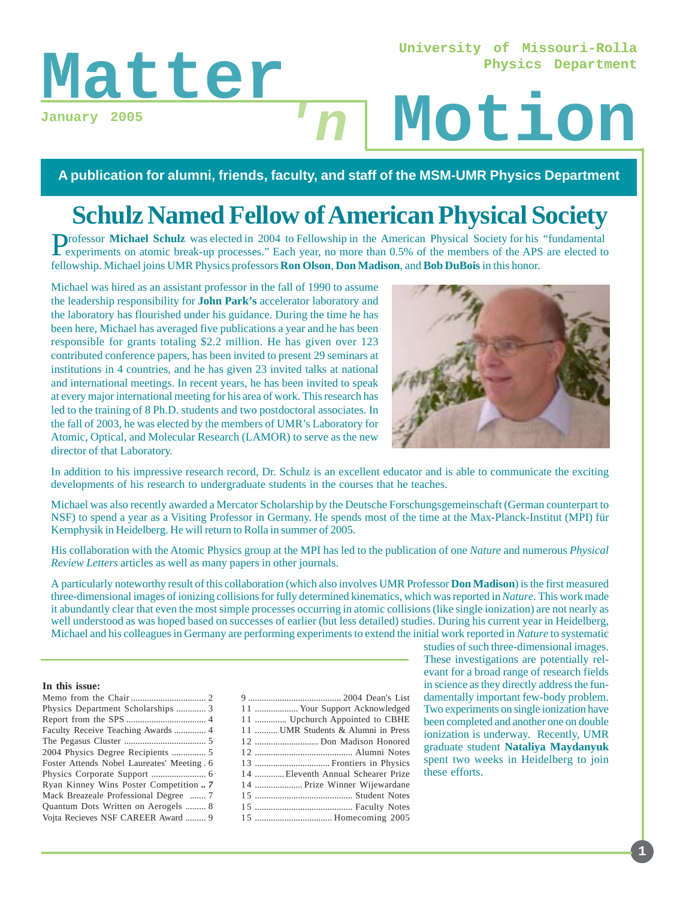# Matter 'n Motion

University of Missouri-Rolla
Physics Department

January 2005

**A publication for alumni, friends, faculty, and staff of the MSM-UMR Physics Department**

## Schulz Named Fellow of American Physical Society

Professor **Michael Schulz** was elected in 2004 to Fellowship in the American Physical Society for his "fundamental experiments on atomic break-up processes." Each year, no more than 0.5% of the members of the APS are elected to fellowship. Michael joins UMR Physics professors **Ron Olson**, **Don Madison**, and **Bob DuBois** in this honor.

Michael was hired as an assistant professor in the fall of 1990 to assume the leadership responsibility for **John Park's** accelerator laboratory and the laboratory has flourished under his guidance. During the time he has been here, Michael has averaged five publications a year and he has been responsible for grants totaling $2.2 million. He has given over 123 contributed conference papers, has been invited to present 29 seminars at institutions in 4 countries, and he has given 23 invited talks at national and international meetings. In recent years, he has been invited to speak at every major international meeting for his area of work. This research has led to the training of 8 Ph.D. students and two postdoctoral associates. In the fall of 2003, he was elected by the members of UMR's Laboratory for Atomic, Optical, and Molecular Research (LAMOR) to serve as the new director of that Laboratory.

In addition to his impressive research record, Dr. Schulz is an excellent educator and is able to communicate the exciting developments of his research to undergraduate students in the courses that he teaches.

Michael was also recently awarded a Mercator Scholarship by the Deutsche Forschungsgemeinschaft (German counterpart to NSF) to spend a year as a Visiting Professor in Germany. He spends most of the time at the Max-Planck-Institut (MPI) für Kernphysik in Heidelberg. He will return to Rolla in summer of 2005.

His collaboration with the Atomic Physics group at the MPI has led to the publication of one *Nature* and numerous *Physical Review Letters* articles as well as many papers in other journals.

A particularly noteworthy result of this collaboration (which also involves UMR Professor **Don Madison**) is the first measured three-dimensional images of ionizing collisions for fully determined kinematics, which was reported in *Nature*. This work made it abundantly clear that even the most simple processes occurring in atomic collisions (like single ionization) are not nearly as well understood as was hoped based on successes of earlier (but less detailed) studies. During his current year in Heidelberg, Michael and his colleagues in Germany are performing experiments to extend the initial work reported in *Nature* to systematic studies of such three-dimensional images. These investigations are potentially relevant for a broad range of research fields in science as they directly address the fundamentally important few-body problem. Two experiments on single ionization have been completed and another one on double ionization is underway. Recently, UMR graduate student **Nataliya Maydanyuk** spent two weeks in Heidelberg to join these efforts.

**In this issue:**

- Memo from the Chair .......... 2
- Physics Department Scholarships .......... 3
- Report from the SPS .......... 4
- Faculty Receive Teaching Awards .......... 4
- The Pegasus Cluster .......... 5
- 2004 Physics Degree Recipients .......... 5
- Foster Attends Nobel Laureates' Meeting .......... 6
- Physics Corporate Support .......... 6
- Ryan Kinney Wins Poster Competition .......... 7
- Mack Breazeale Professional Degree .......... 7
- Quantum Dots Written on Aerogels .......... 8
- Vojta Recieves NSF CAREER Award .......... 9
- 9 .......... 2004 Dean's List
- 11 .......... Your Support Acknowledged
- 11 .......... Upchurch Appointed to CBHE
- 11 .......... UMR Students & Alumni in Press
- 12 .......... Don Madison Honored
- 12 .......... Alumni Notes
- 13 .......... Frontiers in Physics
- 14 .......... Eleventh Annual Schearer Prize
- 14 .......... Prize Winner Wijewardane
- 15 .......... Student Notes
- 15 .......... Faculty Notes
- 15 .......... Homecoming 2005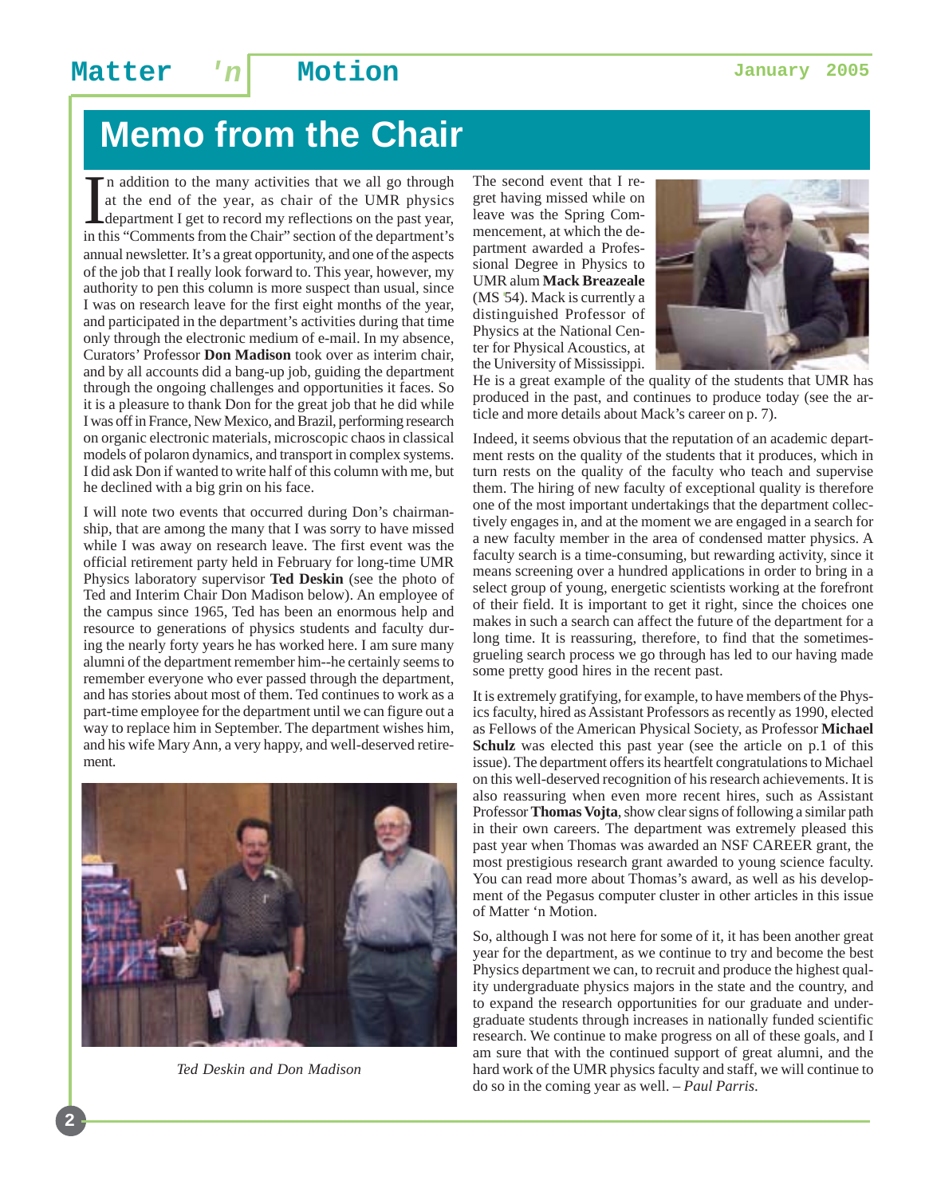# Memo from the Chair

In addition to the many activities that we all go through at the end of the year, as chair of the UMR physics department I get to record my reflections on the past year, in this "Comments from the Chair" section of the department's annual newsletter. It's a great opportunity, and one of the aspects of the job that I really look forward to. This year, however, my authority to pen this column is more suspect than usual, since I was on research leave for the first eight months of the year, and participated in the department's activities during that time only through the electronic medium of e-mail. In my absence, Curators' Professor **Don Madison** took over as interim chair, and by all accounts did a bang-up job, guiding the department through the ongoing challenges and opportunities it faces. So it is a pleasure to thank Don for the great job that he did while I was off in France, New Mexico, and Brazil, performing research on organic electronic materials, microscopic chaos in classical models of polaron dynamics, and transport in complex systems. I did ask Don if wanted to write half of this column with me, but he declined with a big grin on his face.

I will note two events that occurred during Don's chairmanship, that are among the many that I was sorry to have missed while I was away on research leave. The first event was the official retirement party held in February for long-time UMR Physics laboratory supervisor **Ted Deskin** (see the photo of Ted and Interim Chair Don Madison below). An employee of the campus since 1965, Ted has been an enormous help and resource to generations of physics students and faculty during the nearly forty years he has worked here. I am sure many alumni of the department remember him--he certainly seems to remember everyone who ever passed through the department, and has stories about most of them. Ted continues to work as a part-time employee for the department until we can figure out a way to replace him in September. The department wishes him, and his wife Mary Ann, a very happy, and well-deserved retirement.

*Ted Deskin and Don Madison*

The second event that I regret having missed while on leave was the Spring Commencement, at which the department awarded a Professional Degree in Physics to UMR alum **Mack Breazeale** (MS '54). Mack is currently a distinguished Professor of Physics at the National Center for Physical Acoustics, at the University of Mississippi. He is a great example of the quality of the students that UMR has produced in the past, and continues to produce today (see the article and more details about Mack's career on p. 7).

Indeed, it seems obvious that the reputation of an academic department rests on the quality of the students that it produces, which in turn rests on the quality of the faculty who teach and supervise them. The hiring of new faculty of exceptional quality is therefore one of the most important undertakings that the department collectively engages in, and at the moment we are engaged in a search for a new faculty member in the area of condensed matter physics. A faculty search is a time-consuming, but rewarding activity, since it means screening over a hundred applications in order to bring in a select group of young, energetic scientists working at the forefront of their field. It is important to get it right, since the choices one makes in such a search can affect the future of the department for a long time. It is reassuring, therefore, to find that the sometimes-grueling search process we go through has led to our having made some pretty good hires in the recent past.

It is extremely gratifying, for example, to have members of the Physics faculty, hired as Assistant Professors as recently as 1990, elected as Fellows of the American Physical Society, as Professor **Michael Schulz** was elected this past year (see the article on p.1 of this issue). The department offers its heartfelt congratulations to Michael on this well-deserved recognition of his research achievements. It is also reassuring when even more recent hires, such as Assistant Professor **Thomas Vojta**, show clear signs of following a similar path in their own careers. The department was extremely pleased this past year when Thomas was awarded an NSF CAREER grant, the most prestigious research grant awarded to young science faculty. You can read more about Thomas's award, as well as his development of the Pegasus computer cluster in other articles in this issue of Matter 'n Motion.

So, although I was not here for some of it, it has been another great year for the department, as we continue to try and become the best Physics department we can, to recruit and produce the highest quality undergraduate physics majors in the state and the country, and to expand the research opportunities for our graduate and undergraduate students through increases in nationally funded scientific research. We continue to make progress on all of these goals, and I am sure that with the continued support of great alumni, and the hard work of the UMR physics faculty and staff, we will continue to do so in the coming year as well. – *Paul Parris.*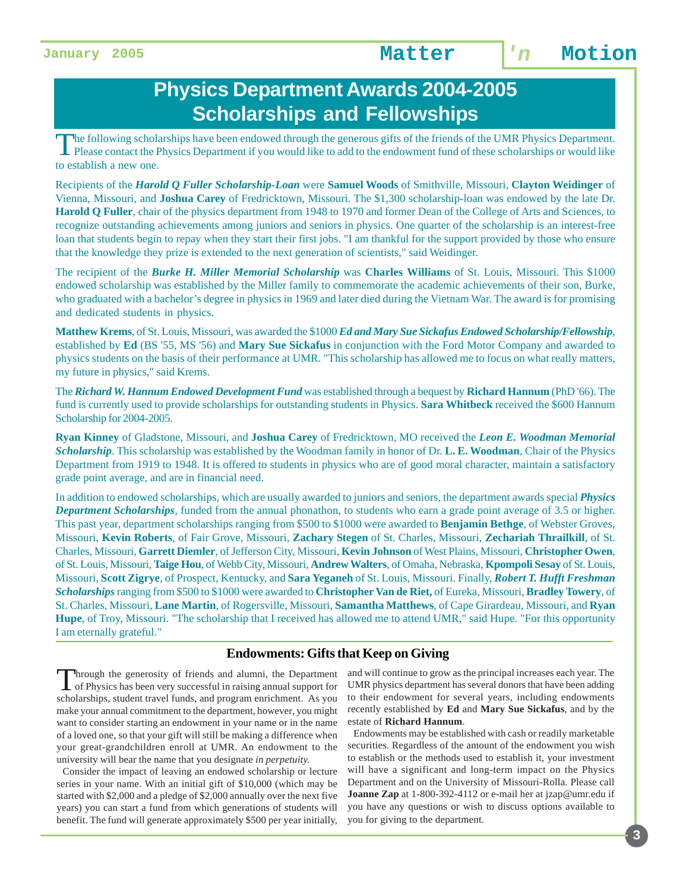# Physics Department Awards 2004-2005 Scholarships and Fellowships

The following scholarships have been endowed through the generous gifts of the friends of the UMR Physics Department. Please contact the Physics Department if you would like to add to the endowment fund of these scholarships or would like to establish a new one.

Recipients of the ***Harold Q Fuller Scholarship-Loan*** were **Samuel Woods** of Smithville, Missouri, **Clayton Weidinger** of Vienna, Missouri, and **Joshua Carey** of Fredricktown, Missouri. The $1,300 scholarship-loan was endowed by the late Dr. **Harold Q Fuller**, chair of the physics department from 1948 to 1970 and former Dean of the College of Arts and Sciences, to recognize outstanding achievements among juniors and seniors in physics. One quarter of the scholarship is an interest-free loan that students begin to repay when they start their first jobs. "I am thankful for the support provided by those who ensure that the knowledge they prize is extended to the next generation of scientists," said Weidinger.

The recipient of the ***Burke H. Miller Memorial Scholarship*** was **Charles Williams** of St. Louis, Missouri. This $1000 endowed scholarship was established by the Miller family to commemorate the academic achievements of their son, Burke, who graduated with a bachelor's degree in physics in 1969 and later died during the Vietnam War. The award is for promising and dedicated students in physics.

**Matthew Krems**, of St. Louis, Missouri, was awarded the $1000 ***Ed and Mary Sue Sickafus Endowed Scholarship/Fellowship***, established by **Ed** (BS '55, MS '56) and **Mary Sue Sickafus** in conjunction with the Ford Motor Company and awarded to physics students on the basis of their performance at UMR. "This scholarship has allowed me to focus on what really matters, my future in physics," said Krems.

The ***Richard W. Hannum Endowed Development Fund*** was established through a bequest by **Richard Hannum** (PhD '66). The fund is currently used to provide scholarships for outstanding students in Physics. **Sara Whitbeck** received the $600 Hannum Scholarship for 2004-2005.

**Ryan Kinney** of Gladstone, Missouri, and **Joshua Carey** of Fredricktown, MO received the ***Leon E. Woodman Memorial Scholarship***. This scholarship was established by the Woodman family in honor of Dr. **L. E. Woodman**, Chair of the Physics Department from 1919 to 1948. It is offered to students in physics who are of good moral character, maintain a satisfactory grade point average, and are in financial need.

In addition to endowed scholarships, which are usually awarded to juniors and seniors, the department awards special ***Physics Department Scholarships***, funded from the annual phonathon, to students who earn a grade point average of 3.5 or higher. This past year, department scholarships ranging from $500 to $1000 were awarded to **Benjamin Bethge**, of Webster Groves, Missouri, **Kevin Roberts**, of Fair Grove, Missouri, **Zachary Stegen** of St. Charles, Missouri, **Zechariah Thrailkill**, of St. Charles, Missouri, **Garrett Diemler**, of Jefferson City, Missouri, **Kevin Johnson** of West Plains, Missouri, **Christopher Owen**, of St. Louis, Missouri, **Taige Hou**, of Webb City, Missouri, **Andrew Walters**, of Omaha, Nebraska, **Kpompoli Sesay** of St. Louis, Missouri, **Scott Zigrye**, of Prospect, Kentucky, and **Sara Yeganeh** of St. Louis, Missouri. Finally, ***Robert T. Hufft Freshman Scholarships*** ranging from $500 to $1000 were awarded to **Christopher Van de Riet,** of Eureka, Missouri, **Bradley Towery**, of St. Charles, Missouri, **Lane Martin**, of Rogersville, Missouri, **Samantha Matthews**, of Cape Girardeau, Missouri, and **Ryan Hupe**, of Troy, Missouri. "The scholarship that I received has allowed me to attend UMR," said Hupe. "For this opportunity I am eternally grateful."

## Endowments: Gifts that Keep on Giving

Through the generosity of friends and alumni, the Department of Physics has been very successful in raising annual support for scholarships, student travel funds, and program enrichment. As you make your annual commitment to the department, however, you might want to consider starting an endowment in your name or in the name of a loved one, so that your gift will still be making a difference when your great-grandchildren enroll at UMR. An endowment to the university will bear the name that you designate *in perpetuity.*

Consider the impact of leaving an endowed scholarship or lecture series in your name. With an initial gift of $10,000 (which may be started with $2,000 and a pledge of $2,000 annually over the next five years) you can start a fund from which generations of students will benefit. The fund will generate approximately $500 per year initially, and will continue to grow as the principal increases each year. The UMR physics department has several donors that have been adding to their endowment for several years, including endowments recently established by **Ed** and **Mary Sue Sickafus**, and by the estate of **Richard Hannum**.

Endowments may be established with cash or readily marketable securities. Regardless of the amount of the endowment you wish to establish or the methods used to establish it, your investment will have a significant and long-term impact on the Physics Department and on the University of Missouri-Rolla. Please call **Joanne Zap** at 1-800-392-4112 or e-mail her at jzap@umr.edu if you have any questions or wish to discuss options available to you for giving to the department.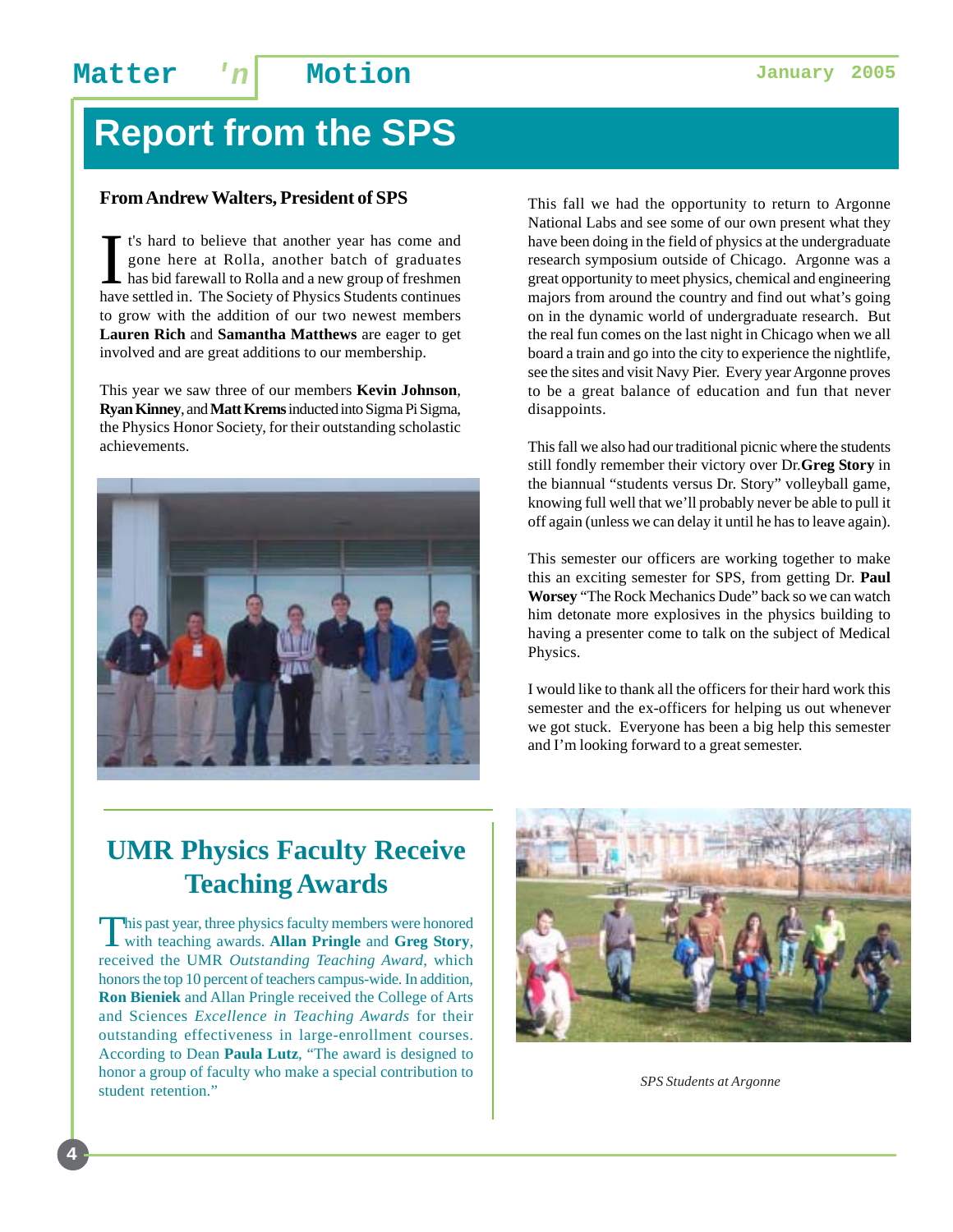# Report from the SPS

**From Andrew Walters, President of SPS**

It's hard to believe that another year has come and gone here at Rolla, another batch of graduates has bid farewall to Rolla and a new group of freshmen have settled in. The Society of Physics Students continues to grow with the addition of our two newest members **Lauren Rich** and **Samantha Matthews** are eager to get involved and are great additions to our membership.

This year we saw three of our members **Kevin Johnson**, **Ryan Kinney**, and **Matt Krems** inducted into Sigma Pi Sigma, the Physics Honor Society, for their outstanding scholastic achievements.

This fall we had the opportunity to return to Argonne National Labs and see some of our own present what they have been doing in the field of physics at the undergraduate research symposium outside of Chicago. Argonne was a great opportunity to meet physics, chemical and engineering majors from around the country and find out what's going on in the dynamic world of undergraduate research. But the real fun comes on the last night in Chicago when we all board a train and go into the city to experience the nightlife, see the sites and visit Navy Pier. Every year Argonne proves to be a great balance of education and fun that never disappoints.

This fall we also had our traditional picnic where the students still fondly remember their victory over Dr. **Greg Story** in the biannual "students versus Dr. Story" volleyball game, knowing full well that we'll probably never be able to pull it off again (unless we can delay it until he has to leave again).

This semester our officers are working together to make this an exciting semester for SPS, from getting Dr. **Paul Worsey** "The Rock Mechanics Dude" back so we can watch him detonate more explosives in the physics building to having a presenter come to talk on the subject of Medical Physics.

I would like to thank all the officers for their hard work this semester and the ex-officers for helping us out whenever we got stuck. Everyone has been a big help this semester and I'm looking forward to a great semester.

*SPS Students at Argonne*

## UMR Physics Faculty Receive Teaching Awards

This past year, three physics faculty members were honored with teaching awards. **Allan Pringle** and **Greg Story**, received the UMR *Outstanding Teaching Award*, which honors the top 10 percent of teachers campus-wide. In addition, **Ron Bieniek** and Allan Pringle received the College of Arts and Sciences *Excellence in Teaching Awards* for their outstanding effectiveness in large-enrollment courses. According to Dean **Paula Lutz**, "The award is designed to honor a group of faculty who make a special contribution to student retention."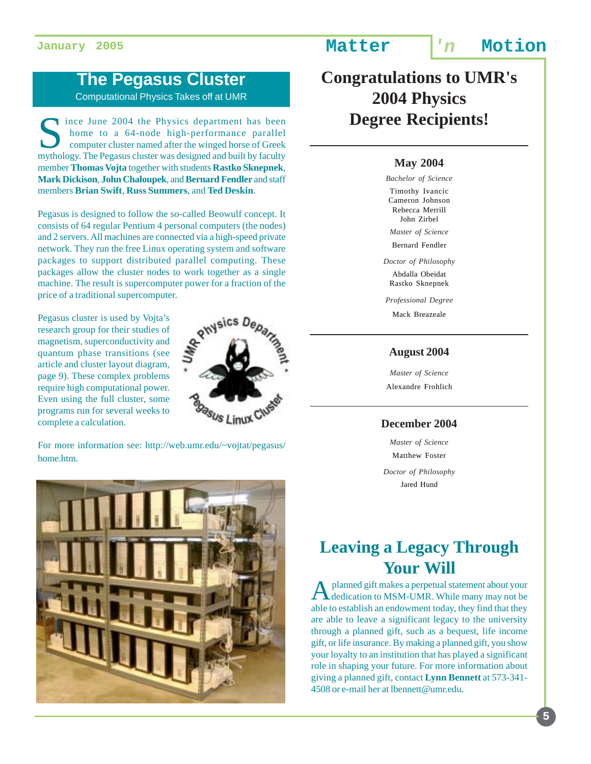## The Pegasus Cluster

Computational Physics Takes off at UMR

Since June 2004 the Physics department has been home to a 64-node high-performance parallel computer cluster named after the winged horse of Greek mythology. The Pegasus cluster was designed and built by faculty member **Thomas Vojta** together with students **Rastko Sknepnek**, **Mark Dickison**, **John Chaloupek**, and **Bernard Fendler** and staff members **Brian Swift**, **Russ Summers**, and **Ted Deskin**.

Pegasus is designed to follow the so-called Beowulf concept. It consists of 64 regular Pentium 4 personal computers (the nodes) and 2 servers. All machines are connected via a high-speed private network. They run the free Linux operating system and software packages to support distributed parallel computing. These packages allow the cluster nodes to work together as a single machine. The result is supercomputer power for a fraction of the price of a traditional supercomputer.

Pegasus cluster is used by Vojta's research group for their studies of magnetism, superconductivity and quantum phase transitions (see article and cluster layout diagram, page 9). These complex problems require high computational power. Even using the full cluster, some programs run for several weeks to complete a calculation.

For more information see: http://web.umr.edu/~vojtat/pegasus/home.htm.

## Congratulations to UMR's 2004 Physics Degree Recipients!

### May 2004

*Bachelor of Science*

Timothy Ivancic
Cameron Johnson
Rebecca Merrill
John Zirbel

*Master of Science*

Bernard Fendler

*Doctor of Philosophy*

Abdalla Obeidat
Rastko Sknepnek

*Professional Degree*

Mack Breazeale

### August 2004

*Master of Science*

Alexandre Frohlich

### December 2004

*Master of Science*

Matthew Foster

*Doctor of Philosophy*

Jared Hund

## Leaving a Legacy Through Your Will

A planned gift makes a perpetual statement about your dedication to MSM-UMR. While many may not be able to establish an endowment today, they find that they are able to leave a significant legacy to the university through a planned gift, such as a bequest, life income gift, or life insurance. By making a planned gift, you show your loyalty to an institution that has played a significant role in shaping your future. For more information about giving a planned gift, contact **Lynn Bennett** at 573-341-4508 or e-mail her at lbennett@umr.edu.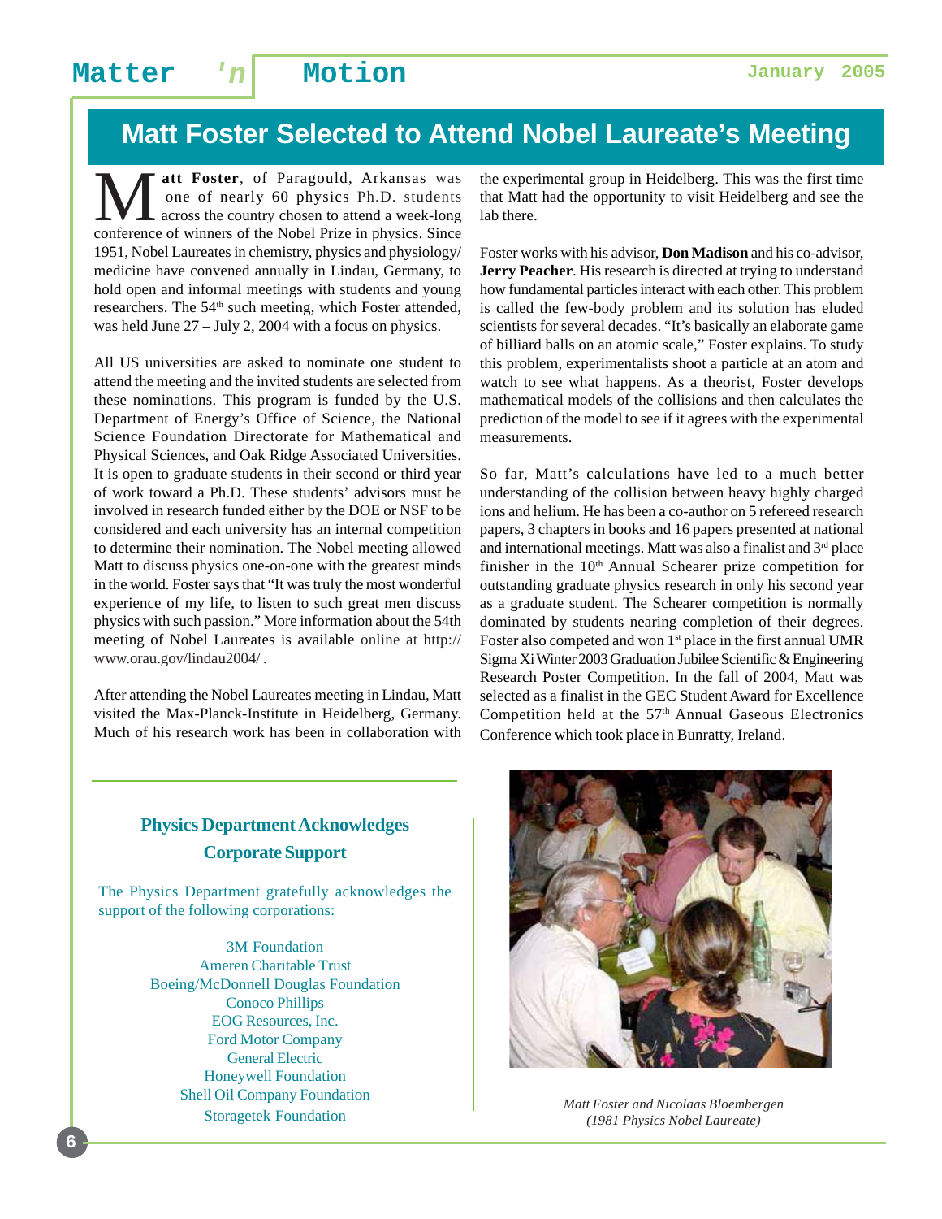# Matt Foster Selected to Attend Nobel Laureate's Meeting

**Matt Foster**, of Paragould, Arkansas was one of nearly 60 physics Ph.D. students across the country chosen to attend a week-long conference of winners of the Nobel Prize in physics. Since 1951, Nobel Laureates in chemistry, physics and physiology/medicine have convened annually in Lindau, Germany, to hold open and informal meetings with students and young researchers. The 54th such meeting, which Foster attended, was held June 27 – July 2, 2004 with a focus on physics.

All US universities are asked to nominate one student to attend the meeting and the invited students are selected from these nominations. This program is funded by the U.S. Department of Energy's Office of Science, the National Science Foundation Directorate for Mathematical and Physical Sciences, and Oak Ridge Associated Universities. It is open to graduate students in their second or third year of work toward a Ph.D. These students' advisors must be involved in research funded either by the DOE or NSF to be considered and each university has an internal competition to determine their nomination. The Nobel meeting allowed Matt to discuss physics one-on-one with the greatest minds in the world. Foster says that "It was truly the most wonderful experience of my life, to listen to such great men discuss physics with such passion." More information about the 54th meeting of Nobel Laureates is available online at http://www.orau.gov/lindau2004/ .

After attending the Nobel Laureates meeting in Lindau, Matt visited the Max-Planck-Institute in Heidelberg, Germany. Much of his research work has been in collaboration with the experimental group in Heidelberg. This was the first time that Matt had the opportunity to visit Heidelberg and see the lab there.

Foster works with his advisor, **Don Madison** and his co-advisor, **Jerry Peacher**. His research is directed at trying to understand how fundamental particles interact with each other. This problem is called the few-body problem and its solution has eluded scientists for several decades. "It's basically an elaborate game of billiard balls on an atomic scale," Foster explains. To study this problem, experimentalists shoot a particle at an atom and watch to see what happens. As a theorist, Foster develops mathematical models of the collisions and then calculates the prediction of the model to see if it agrees with the experimental measurements.

So far, Matt's calculations have led to a much better understanding of the collision between heavy highly charged ions and helium. He has been a co-author on 5 refereed research papers, 3 chapters in books and 16 papers presented at national and international meetings. Matt was also a finalist and 3rd place finisher in the 10th Annual Schearer prize competition for outstanding graduate physics research in only his second year as a graduate student. The Schearer competition is normally dominated by students nearing completion of their degrees. Foster also competed and won 1st place in the first annual UMR Sigma Xi Winter 2003 Graduation Jubilee Scientific & Engineering Research Poster Competition. In the fall of 2004, Matt was selected as a finalist in the GEC Student Award for Excellence Competition held at the 57th Annual Gaseous Electronics Conference which took place in Bunratty, Ireland.

*Matt Foster and Nicolaas Bloembergen (1981 Physics Nobel Laureate)*

## Physics Department Acknowledges Corporate Support

The Physics Department gratefully acknowledges the support of the following corporations:

3M Foundation
Ameren Charitable Trust
Boeing/McDonnell Douglas Foundation
Conoco Phillips
EOG Resources, Inc.
Ford Motor Company
General Electric
Honeywell Foundation
Shell Oil Company Foundation
Storagetek Foundation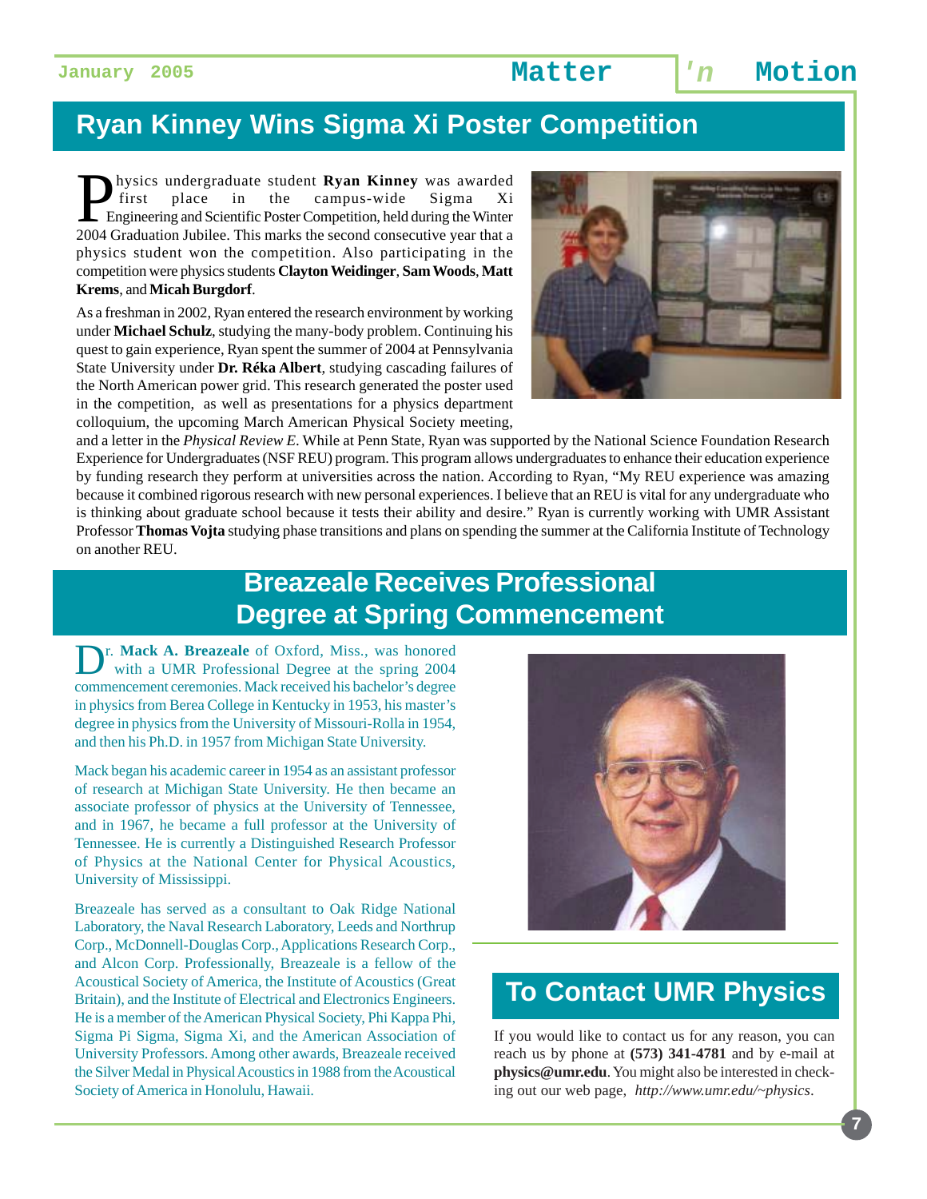## Ryan Kinney Wins Sigma Xi Poster Competition

Physics undergraduate student **Ryan Kinney** was awarded first place in the campus-wide Sigma Xi Engineering and Scientific Poster Competition, held during the Winter 2004 Graduation Jubilee. This marks the second consecutive year that a physics student won the competition. Also participating in the competition were physics students **Clayton Weidinger**, **Sam Woods**, **Matt Krems**, and **Micah Burgdorf**.

As a freshman in 2002, Ryan entered the research environment by working under **Michael Schulz**, studying the many-body problem. Continuing his quest to gain experience, Ryan spent the summer of 2004 at Pennsylvania State University under **Dr. Réka Albert**, studying cascading failures of the North American power grid. This research generated the poster used in the competition, as well as presentations for a physics department colloquium, the upcoming March American Physical Society meeting, and a letter in the *Physical Review E*. While at Penn State, Ryan was supported by the National Science Foundation Research Experience for Undergraduates (NSF REU) program. This program allows undergraduates to enhance their education experience by funding research they perform at universities across the nation. According to Ryan, "My REU experience was amazing because it combined rigorous research with new personal experiences. I believe that an REU is vital for any undergraduate who is thinking about graduate school because it tests their ability and desire." Ryan is currently working with UMR Assistant Professor **Thomas Vojta** studying phase transitions and plans on spending the summer at the California Institute of Technology on another REU.

## Breazeale Receives Professional Degree at Spring Commencement

Dr. **Mack A. Breazeale** of Oxford, Miss., was honored with a UMR Professional Degree at the spring 2004 commencement ceremonies. Mack received his bachelor's degree in physics from Berea College in Kentucky in 1953, his master's degree in physics from the University of Missouri-Rolla in 1954, and then his Ph.D. in 1957 from Michigan State University.

Mack began his academic career in 1954 as an assistant professor of research at Michigan State University. He then became an associate professor of physics at the University of Tennessee, and in 1967, he became a full professor at the University of Tennessee. He is currently a Distinguished Research Professor of Physics at the National Center for Physical Acoustics, University of Mississippi.

Breazeale has served as a consultant to Oak Ridge National Laboratory, the Naval Research Laboratory, Leeds and Northrup Corp., McDonnell-Douglas Corp., Applications Research Corp., and Alcon Corp. Professionally, Breazeale is a fellow of the Acoustical Society of America, the Institute of Acoustics (Great Britain), and the Institute of Electrical and Electronics Engineers. He is a member of the American Physical Society, Phi Kappa Phi, Sigma Pi Sigma, Sigma Xi, and the American Association of University Professors. Among other awards, Breazeale received the Silver Medal in Physical Acoustics in 1988 from the Acoustical Society of America in Honolulu, Hawaii.

## To Contact UMR Physics

If you would like to contact us for any reason, you can reach us by phone at **(573) 341-4781** and by e-mail at **physics@umr.edu**. You might also be interested in checking out our web page, *http://www.umr.edu/~physics*.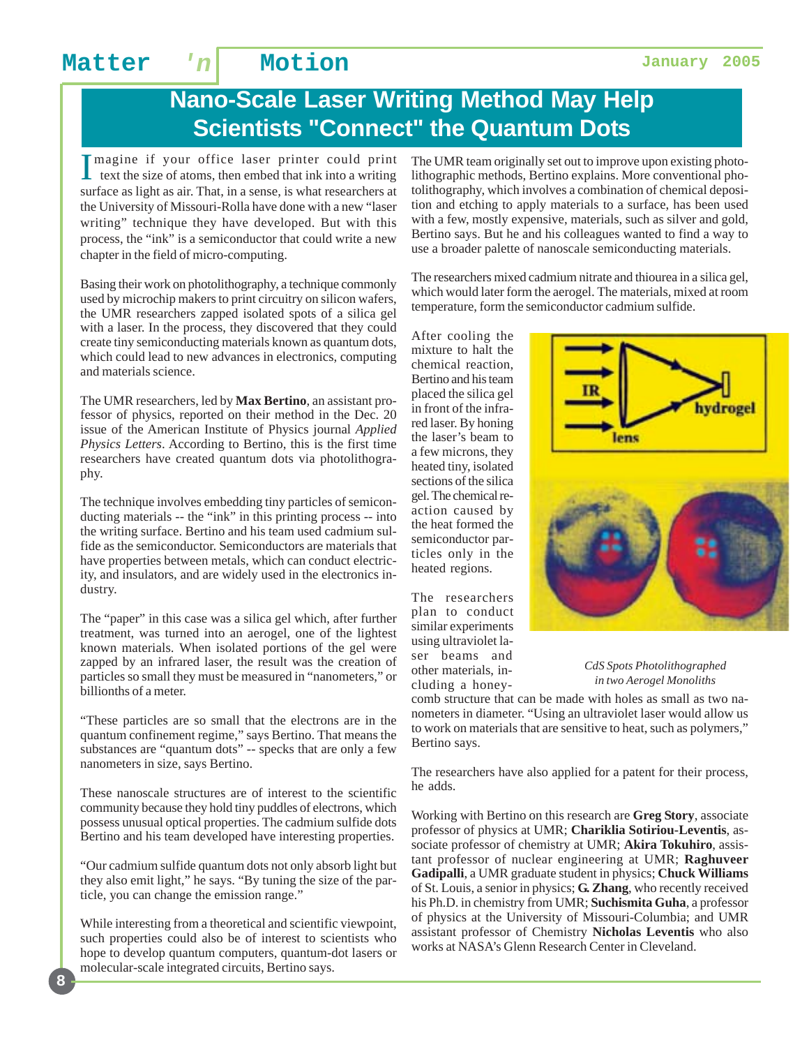# Nano-Scale Laser Writing Method May Help Scientists "Connect" the Quantum Dots

Imagine if your office laser printer could print text the size of atoms, then embed that ink into a writing surface as light as air. That, in a sense, is what researchers at the University of Missouri-Rolla have done with a new "laser writing" technique they have developed. But with this process, the "ink" is a semiconductor that could write a new chapter in the field of micro-computing.

Basing their work on photolithography, a technique commonly used by microchip makers to print circuitry on silicon wafers, the UMR researchers zapped isolated spots of a silica gel with a laser. In the process, they discovered that they could create tiny semiconducting materials known as quantum dots, which could lead to new advances in electronics, computing and materials science.

The UMR researchers, led by **Max Bertino**, an assistant professor of physics, reported on their method in the Dec. 20 issue of the American Institute of Physics journal *Applied Physics Letters*. According to Bertino, this is the first time researchers have created quantum dots via photolithography.

The technique involves embedding tiny particles of semiconducting materials -- the "ink" in this printing process -- into the writing surface. Bertino and his team used cadmium sulfide as the semiconductor. Semiconductors are materials that have properties between metals, which can conduct electricity, and insulators, and are widely used in the electronics industry.

The "paper" in this case was a silica gel which, after further treatment, was turned into an aerogel, one of the lightest known materials. When isolated portions of the gel were zapped by an infrared laser, the result was the creation of particles so small they must be measured in "nanometers," or billionths of a meter.

"These particles are so small that the electrons are in the quantum confinement regime," says Bertino. That means the substances are "quantum dots" -- specks that are only a few nanometers in size, says Bertino.

These nanoscale structures are of interest to the scientific community because they hold tiny puddles of electrons, which possess unusual optical properties. The cadmium sulfide dots Bertino and his team developed have interesting properties.

"Our cadmium sulfide quantum dots not only absorb light but they also emit light," he says. "By tuning the size of the particle, you can change the emission range."

While interesting from a theoretical and scientific viewpoint, such properties could also be of interest to scientists who hope to develop quantum computers, quantum-dot lasers or molecular-scale integrated circuits, Bertino says.

The UMR team originally set out to improve upon existing photolithographic methods, Bertino explains. More conventional photolithography, which involves a combination of chemical deposition and etching to apply materials to a surface, has been used with a few, mostly expensive, materials, such as silver and gold, Bertino says. But he and his colleagues wanted to find a way to use a broader palette of nanoscale semiconducting materials.

The researchers mixed cadmium nitrate and thiourea in a silica gel, which would later form the aerogel. The materials, mixed at room temperature, form the semiconductor cadmium sulfide.

After cooling the mixture to halt the chemical reaction, Bertino and his team placed the silica gel in front of the infrared laser. By honing the laser's beam to a few microns, they heated tiny, isolated sections of the silica gel. The chemical reaction caused by the heat formed the semiconductor particles only in the heated regions.

*CdS Spots Photolithographed in two Aerogel Monoliths*

The researchers plan to conduct similar experiments using ultraviolet laser beams and other materials, including a honeycomb structure that can be made with holes as small as two nanometers in diameter. "Using an ultraviolet laser would allow us to work on materials that are sensitive to heat, such as polymers," Bertino says.

The researchers have also applied for a patent for their process, he adds.

Working with Bertino on this research are **Greg Story**, associate professor of physics at UMR; **Chariklia Sotiriou-Leventis**, associate professor of chemistry at UMR; **Akira Tokuhiro**, assistant professor of nuclear engineering at UMR; **Raghuveer Gadipalli**, a UMR graduate student in physics; **Chuck Williams** of St. Louis, a senior in physics; **G. Zhang**, who recently received his Ph.D. in chemistry from UMR; **Suchismita Guha**, a professor of physics at the University of Missouri-Columbia; and UMR assistant professor of Chemistry **Nicholas Leventis** who also works at NASA's Glenn Research Center in Cleveland.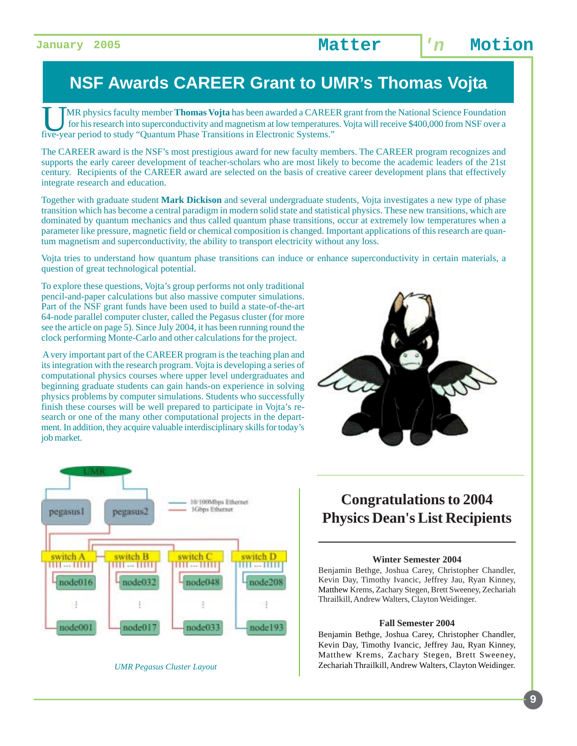# NSF Awards CAREER Grant to UMR's Thomas Vojta

UMR physics faculty member **Thomas Vojta** has been awarded a CAREER grant from the National Science Foundation for his research into superconductivity and magnetism at low temperatures. Vojta will receive $400,000 from NSF over a five-year period to study "Quantum Phase Transitions in Electronic Systems."

The CAREER award is the NSF's most prestigious award for new faculty members. The CAREER program recognizes and supports the early career development of teacher-scholars who are most likely to become the academic leaders of the 21st century. Recipients of the CAREER award are selected on the basis of creative career development plans that effectively integrate research and education.

Together with graduate student **Mark Dickison** and several undergraduate students, Vojta investigates a new type of phase transition which has become a central paradigm in modern solid state and statistical physics. These new transitions, which are dominated by quantum mechanics and thus called quantum phase transitions, occur at extremely low temperatures when a parameter like pressure, magnetic field or chemical composition is changed. Important applications of this research are quantum magnetism and superconductivity, the ability to transport electricity without any loss.

Vojta tries to understand how quantum phase transitions can induce or enhance superconductivity in certain materials, a question of great technological potential.

To explore these questions, Vojta's group performs not only traditional pencil-and-paper calculations but also massive computer simulations. Part of the NSF grant funds have been used to build a state-of-the-art 64-node parallel computer cluster, called the Pegasus cluster (for more see the article on page 5). Since July 2004, it has been running round the clock performing Monte-Carlo and other calculations for the project.

A very important part of the CAREER program is the teaching plan and its integration with the research program. Vojta is developing a series of computational physics courses where upper level undergraduates and beginning graduate students can gain hands-on experience in solving physics problems by computer simulations. Students who successfully finish these courses will be well prepared to participate in Vojta's research or one of the many other computational projects in the department. In addition, they acquire valuable interdisciplinary skills for today's job market.

*UMR Pegasus Cluster Layout*

## Congratulations to 2004 Physics Dean's List Recipients

**Winter Semester 2004**

Benjamin Bethge, Joshua Carey, Christopher Chandler, Kevin Day, Timothy Ivancic, Jeffrey Jau, Ryan Kinney, Matthew Krems, Zachary Stegen, Brett Sweeney, Zechariah Thrailkill, Andrew Walters, Clayton Weidinger.

**Fall Semester 2004**

Benjamin Bethge, Joshua Carey, Christopher Chandler, Kevin Day, Timothy Ivancic, Jeffrey Jau, Ryan Kinney, Matthew Krems, Zachary Stegen, Brett Sweeney, Zechariah Thrailkill, Andrew Walters, Clayton Weidinger.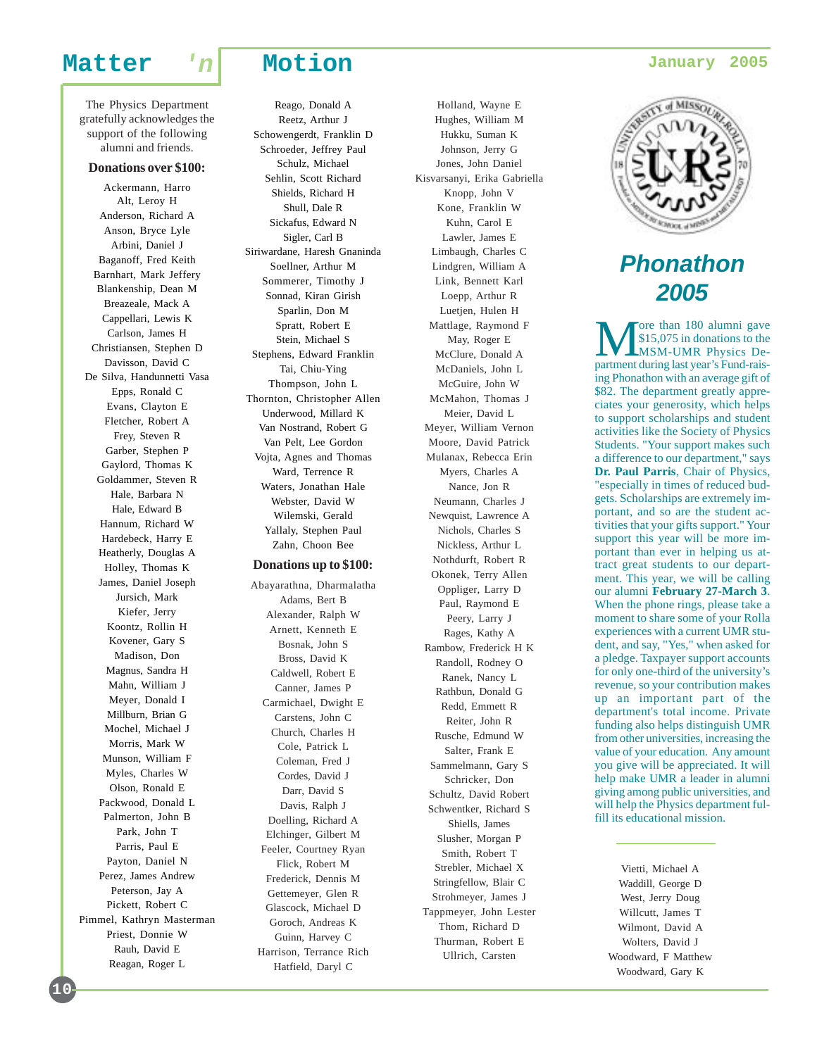The Physics Department gratefully acknowledges the support of the following alumni and friends.

**Donations over $100:**

Ackermann, Harro
Alt, Leroy H
Anderson, Richard A
Anson, Bryce Lyle
Arbini, Daniel J
Baganoff, Fred Keith
Barnhart, Mark Jeffery
Blankenship, Dean M
Breazeale, Mack A
Cappellari, Lewis K
Carlson, James H
Christiansen, Stephen D
Davisson, David C
De Silva, Handunnetti Vasa
Epps, Ronald C
Evans, Clayton E
Fletcher, Robert A
Frey, Steven R
Garber, Stephen P
Gaylord, Thomas K
Goldammer, Steven R
Hale, Barbara N
Hale, Edward B
Hannum, Richard W
Hardebeck, Harry E
Heatherly, Douglas A
Holley, Thomas K
James, Daniel Joseph
Jursich, Mark
Kiefer, Jerry
Koontz, Rollin H
Kovener, Gary S
Madison, Don
Magnus, Sandra H
Mahn, William J
Meyer, Donald I
Millburn, Brian G
Mochel, Michael J
Morris, Mark W
Munson, William F
Myles, Charles W
Olson, Ronald E
Packwood, Donald L
Palmerton, John B
Park, John T
Parris, Paul E
Payton, Daniel N
Perez, James Andrew
Peterson, Jay A
Pickett, Robert C
Pimmel, Kathryn Masterman
Priest, Donnie W
Rauh, David E
Reagan, Roger L
Reago, Donald A
Reetz, Arthur J
Schowengerdt, Franklin D
Schroeder, Jeffrey Paul
Schulz, Michael
Sehlin, Scott Richard
Shields, Richard H
Shull, Dale R
Sickafus, Edward N
Sigler, Carl B
Siriwardane, Haresh Gnaninda
Soellner, Arthur M
Sommerer, Timothy J
Sonnad, Kiran Girish
Sparlin, Don M
Spratt, Robert E
Stein, Michael S
Stephens, Edward Franklin
Tai, Chiu-Ying
Thompson, John L
Thornton, Christopher Allen
Underwood, Millard K
Van Nostrand, Robert G
Van Pelt, Lee Gordon
Vojta, Agnes and Thomas
Ward, Terrence R
Waters, Jonathan Hale
Webster, David W
Wilemski, Gerald
Yallaly, Stephen Paul
Zahn, Choon Bee

**Donations up to $100:**

Abayarathna, Dharmalatha
Adams, Bert B
Alexander, Ralph W
Arnett, Kenneth E
Bosnak, John S
Bross, David K
Caldwell, Robert E
Canner, James P
Carmichael, Dwight E
Carstens, John C
Church, Charles H
Cole, Patrick L
Coleman, Fred J
Cordes, David J
Darr, David S
Davis, Ralph J
Doelling, Richard A
Elchinger, Gilbert M
Feeler, Courtney Ryan
Flick, Robert M
Frederick, Dennis M
Gettemeyer, Glen R
Glascock, Michael D
Goroch, Andreas K
Guinn, Harvey C
Harrison, Terrance Rich
Hatfield, Daryl C
Holland, Wayne E
Hughes, William M
Hukku, Suman K
Johnson, Jerry G
Jones, John Daniel
Kisvarsanyi, Erika Gabriella
Knopp, John V
Kone, Franklin W
Kuhn, Carol E
Lawler, James E
Limbaugh, Charles C
Lindgren, William A
Link, Bennett Karl
Loepp, Arthur R
Luetjen, Hulen H
Mattlage, Raymond F
May, Roger E
McClure, Donald A
McDaniels, John L
McGuire, John W
McMahon, Thomas J
Meier, David L
Meyer, William Vernon
Moore, David Patrick
Mulanax, Rebecca Erin
Myers, Charles A
Nance, Jon R
Neumann, Charles J
Newquist, Lawrence A
Nichols, Charles S
Nickless, Arthur L
Nothdurft, Robert R
Okonek, Terry Allen
Oppliger, Larry D
Paul, Raymond E
Peery, Larry J
Rages, Kathy A
Rambow, Frederick H K
Randoll, Rodney O
Ranek, Nancy L
Rathbun, Donald G
Redd, Emmett R
Reiter, John R
Rusche, Edmund W
Salter, Frank E
Sammelmann, Gary S
Schricker, Don
Schultz, David Robert
Schwentker, Richard S
Shiells, James
Slusher, Morgan P
Smith, Robert T
Strebler, Michael X
Stringfellow, Blair C
Strohmeyer, James J
Tappmeyer, John Lester
Thom, Richard D
Thurman, Robert E
Ullrich, Carsten
Vietti, Michael A
Waddill, George D
West, Jerry Doug
Willcutt, James T
Wilmont, David A
Wolters, David J
Woodward, F Matthew
Woodward, Gary K

## *Phonathon 2005*

More than 180 alumni gave $15,075 in donations to the MSM-UMR Physics Department during last year's Fund-raising Phonathon with an average gift of $82. The department greatly appreciates your generosity, which helps to support scholarships and student activities like the Society of Physics Students. "Your support makes such a difference to our department," says **Dr. Paul Parris**, Chair of Physics, "especially in times of reduced budgets. Scholarships are extremely important, and so are the student activities that your gifts support." Your support this year will be more important than ever in helping us attract great students to our department. This year, we will be calling our alumni **February 27-March 3**. When the phone rings, please take a moment to share some of your Rolla experiences with a current UMR student, and say, "Yes," when asked for a pledge. Taxpayer support accounts for only one-third of the university's revenue, so your contribution makes up an important part of the department's total income. Private funding also helps distinguish UMR from other universities, increasing the value of your education. Any amount you give will be appreciated. It will help make UMR a leader in alumni giving among public universities, and will help the Physics department fulfill its educational mission.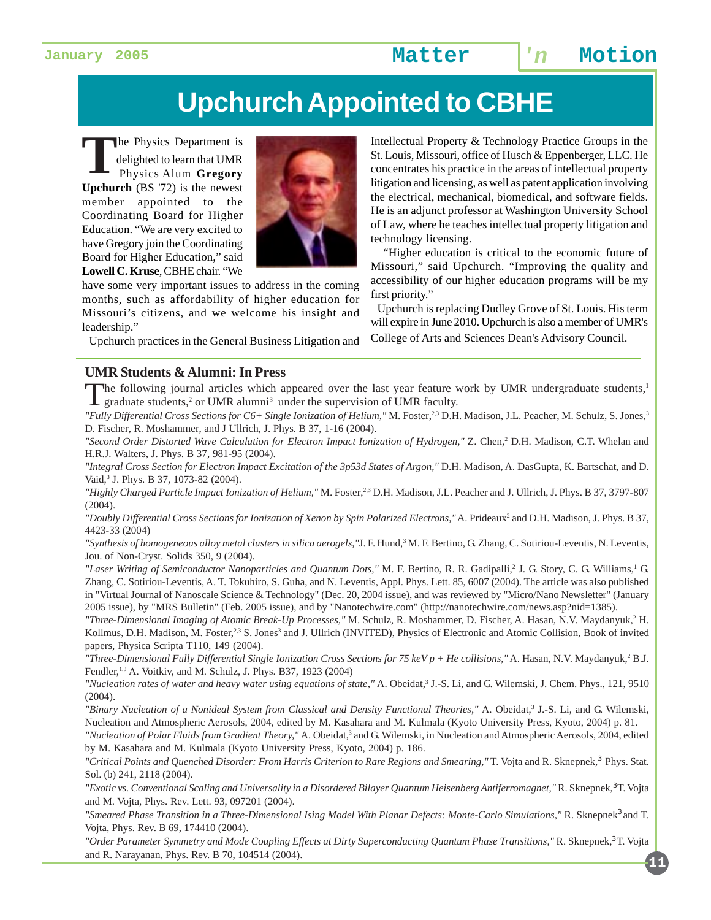# Upchurch Appointed to CBHE

The Physics Department is delighted to learn that UMR Physics Alum **Gregory Upchurch** (BS '72) is the newest member appointed to the Coordinating Board for Higher Education. "We are very excited to have Gregory join the Coordinating Board for Higher Education," said **Lowell C. Kruse**, CBHE chair. "We have some very important issues to address in the coming months, such as affordability of higher education for Missouri's citizens, and we welcome his insight and leadership."

Upchurch practices in the General Business Litigation and Intellectual Property & Technology Practice Groups in the St. Louis, Missouri, office of Husch & Eppenberger, LLC. He concentrates his practice in the areas of intellectual property litigation and licensing, as well as patent application involving the electrical, mechanical, biomedical, and software fields. He is an adjunct professor at Washington University School of Law, where he teaches intellectual property litigation and technology licensing.

"Higher education is critical to the economic future of Missouri," said Upchurch. "Improving the quality and accessibility of our higher education programs will be my first priority."

Upchurch is replacing Dudley Grove of St. Louis. His term will expire in June 2010. Upchurch is also a member of UMR's College of Arts and Sciences Dean's Advisory Council.

## UMR Students & Alumni: In Press

The following journal articles which appeared over the last year feature work by UMR undergraduate students,[1] graduate students,[2] or UMR alumni[3] under the supervision of UMR faculty.

*"Fully Differential Cross Sections for C6+ Single Ionization of Helium,"* M. Foster,[2,3] D.H. Madison, J.L. Peacher, M. Schulz, S. Jones,[3] D. Fischer, R. Moshammer, and J Ullrich, J. Phys. B 37, 1-16 (2004).

*"Second Order Distorted Wave Calculation for Electron Impact Ionization of Hydrogen,"* Z. Chen,[2] D.H. Madison, C.T. Whelan and H.R.J. Walters, J. Phys. B 37, 981-95 (2004).

*"Integral Cross Section for Electron Impact Excitation of the 3p53d States of Argon,"* D.H. Madison, A. DasGupta, K. Bartschat, and D. Vaid,[3] J. Phys. B 37, 1073-82 (2004).

*"Highly Charged Particle Impact Ionization of Helium,"* M. Foster,[2,3] D.H. Madison, J.L. Peacher and J. Ullrich, J. Phys. B 37, 3797-807 (2004).

*"Doubly Differential Cross Sections for Ionization of Xenon by Spin Polarized Electrons,"* A. Prideaux[2] and D.H. Madison, J. Phys. B 37, 4423-33 (2004)

*"Synthesis of homogeneous alloy metal clusters in silica aerogels,"* J. F. Hund,[3] M. F. Bertino, G. Zhang, C. Sotiriou-Leventis, N. Leventis, Jou. of Non-Cryst. Solids 350, 9 (2004).

*"Laser Writing of Semiconductor Nanoparticles and Quantum Dots,"* M. F. Bertino, R. R. Gadipalli,[2] J. G. Story, C. G. Williams,[1] G. Zhang, C. Sotiriou-Leventis, A. T. Tokuhiro, S. Guha, and N. Leventis, Appl. Phys. Lett. 85, 6007 (2004). The article was also published in "Virtual Journal of Nanoscale Science & Technology" (Dec. 20, 2004 issue), and was reviewed by "Micro/Nano Newsletter" (January 2005 issue), by "MRS Bulletin" (Feb. 2005 issue), and by "Nanotechwire.com" (http://nanotechwire.com/news.asp?nid=1385).

*"Three-Dimensional Imaging of Atomic Break-Up Processes,"* M. Schulz, R. Moshammer, D. Fischer, A. Hasan, N.V. Maydanyuk,[2] H. Kollmus, D.H. Madison, M. Foster,[2,3] S. Jones[3] and J. Ullrich (INVITED), Physics of Electronic and Atomic Collision, Book of invited papers, Physica Scripta T110, 149 (2004).

*"Three-Dimensional Fully Differential Single Ionization Cross Sections for 75 keV p + He collisions,"* A. Hasan, N.V. Maydanyuk,[2] B.J. Fendler,[1,3] A. Voitkiv, and M. Schulz, J. Phys. B37, 1923 (2004)

*"Nucleation rates of water and heavy water using equations of state,"* A. Obeidat,[3] J.-S. Li, and G. Wilemski, J. Chem. Phys., 121, 9510 (2004).

*"Binary Nucleation of a Nonideal System from Classical and Density Functional Theories,"* A. Obeidat,[3] J.-S. Li, and G. Wilemski, Nucleation and Atmospheric Aerosols, 2004, edited by M. Kasahara and M. Kulmala (Kyoto University Press, Kyoto, 2004) p. 81.

*"Nucleation of Polar Fluids from Gradient Theory,"* A. Obeidat,[3] and G. Wilemski, in Nucleation and Atmospheric Aerosols, 2004, edited by M. Kasahara and M. Kulmala (Kyoto University Press, Kyoto, 2004) p. 186.

*"Critical Points and Quenched Disorder: From Harris Criterion to Rare Regions and Smearing,"* T. Vojta and R. Sknepnek,[3] Phys. Stat. Sol. (b) 241, 2118 (2004).

*"Exotic vs. Conventional Scaling and Universality in a Disordered Bilayer Quantum Heisenberg Antiferromagnet,"* R. Sknepnek,[3] T. Vojta and M. Vojta, Phys. Rev. Lett. 93, 097201 (2004).

*"Smeared Phase Transition in a Three-Dimensional Ising Model With Planar Defects: Monte-Carlo Simulations,"* R. Sknepnek[3] and T. Vojta, Phys. Rev. B 69, 174410 (2004).

*"Order Parameter Symmetry and Mode Coupling Effects at Dirty Superconducting Quantum Phase Transitions,"* R. Sknepnek,[3] T. Vojta and R. Narayanan, Phys. Rev. B 70, 104514 (2004).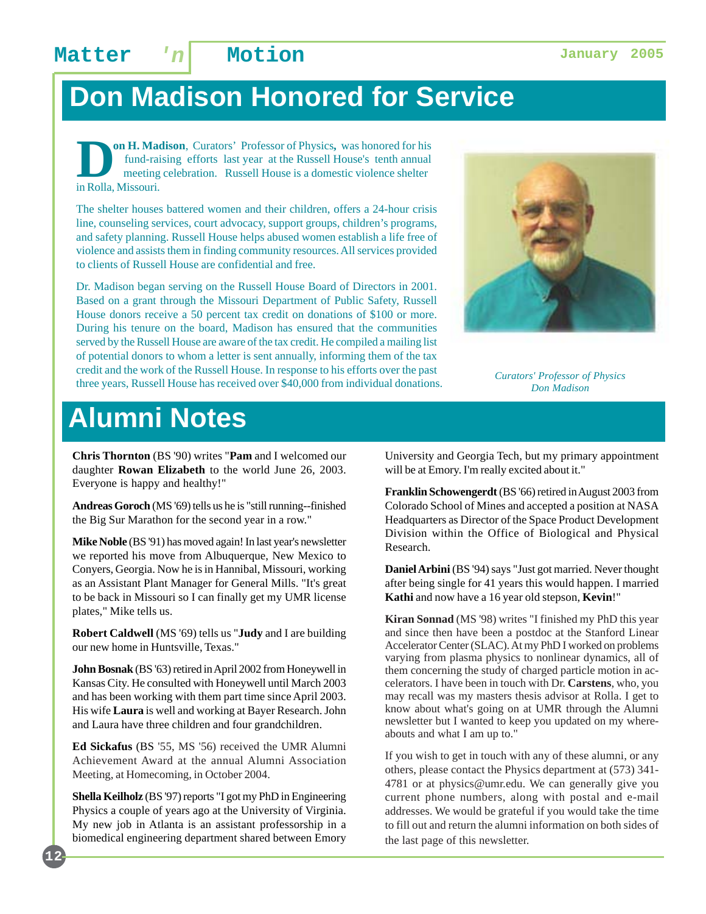# Don Madison Honored for Service

**Don H. Madison**, Curators' Professor of Physics**,** was honored for his fund-raising efforts last year at the Russell House's tenth annual meeting celebration. Russell House is a domestic violence shelter in Rolla, Missouri.

The shelter houses battered women and their children, offers a 24-hour crisis line, counseling services, court advocacy, support groups, children's programs, and safety planning. Russell House helps abused women establish a life free of violence and assists them in finding community resources. All services provided to clients of Russell House are confidential and free.

Dr. Madison began serving on the Russell House Board of Directors in 2001. Based on a grant through the Missouri Department of Public Safety, Russell House donors receive a 50 percent tax credit on donations of $100 or more. During his tenure on the board, Madison has ensured that the communities served by the Russell House are aware of the tax credit. He compiled a mailing list of potential donors to whom a letter is sent annually, informing them of the tax credit and the work of the Russell House. In response to his efforts over the past three years, Russell House has received over $40,000 from individual donations.

*Curators' Professor of Physics Don Madison*

# Alumni Notes

**Chris Thornton** (BS '90) writes "**Pam** and I welcomed our daughter **Rowan Elizabeth** to the world June 26, 2003. Everyone is happy and healthy!"

**Andreas Goroch** (MS '69) tells us he is "still running--finished the Big Sur Marathon for the second year in a row."

**Mike Noble** (BS '91) has moved again! In last year's newsletter we reported his move from Albuquerque, New Mexico to Conyers, Georgia. Now he is in Hannibal, Missouri, working as an Assistant Plant Manager for General Mills. "It's great to be back in Missouri so I can finally get my UMR license plates," Mike tells us.

**Robert Caldwell** (MS '69) tells us "**Judy** and I are building our new home in Huntsville, Texas."

**John Bosnak** (BS '63) retired in April 2002 from Honeywell in Kansas City. He consulted with Honeywell until March 2003 and has been working with them part time since April 2003. His wife **Laura** is well and working at Bayer Research. John and Laura have three children and four grandchildren.

**Ed Sickafus** (BS '55, MS '56) received the UMR Alumni Achievement Award at the annual Alumni Association Meeting, at Homecoming, in October 2004.

**Shella Keilholz** (BS '97) reports "I got my PhD in Engineering Physics a couple of years ago at the University of Virginia. My new job in Atlanta is an assistant professorship in a biomedical engineering department shared between Emory University and Georgia Tech, but my primary appointment will be at Emory. I'm really excited about it."

**Franklin Schowengerdt** (BS '66) retired in August 2003 from Colorado School of Mines and accepted a position at NASA Headquarters as Director of the Space Product Development Division within the Office of Biological and Physical Research.

**Daniel Arbini** (BS '94) says "Just got married. Never thought after being single for 41 years this would happen. I married **Kathi** and now have a 16 year old stepson, **Kevin**!"

**Kiran Sonnad** (MS '98) writes "I finished my PhD this year and since then have been a postdoc at the Stanford Linear Accelerator Center (SLAC). At my PhD I worked on problems varying from plasma physics to nonlinear dynamics, all of them concerning the study of charged particle motion in accelerators. I have been in touch with Dr. **Carstens**, who, you may recall was my masters thesis advisor at Rolla. I get to know about what's going on at UMR through the Alumni newsletter but I wanted to keep you updated on my whereabouts and what I am up to."

If you wish to get in touch with any of these alumni, or any others, please contact the Physics department at (573) 341-4781 or at physics@umr.edu. We can generally give you current phone numbers, along with postal and e-mail addresses. We would be grateful if you would take the time to fill out and return the alumni information on both sides of the last page of this newsletter.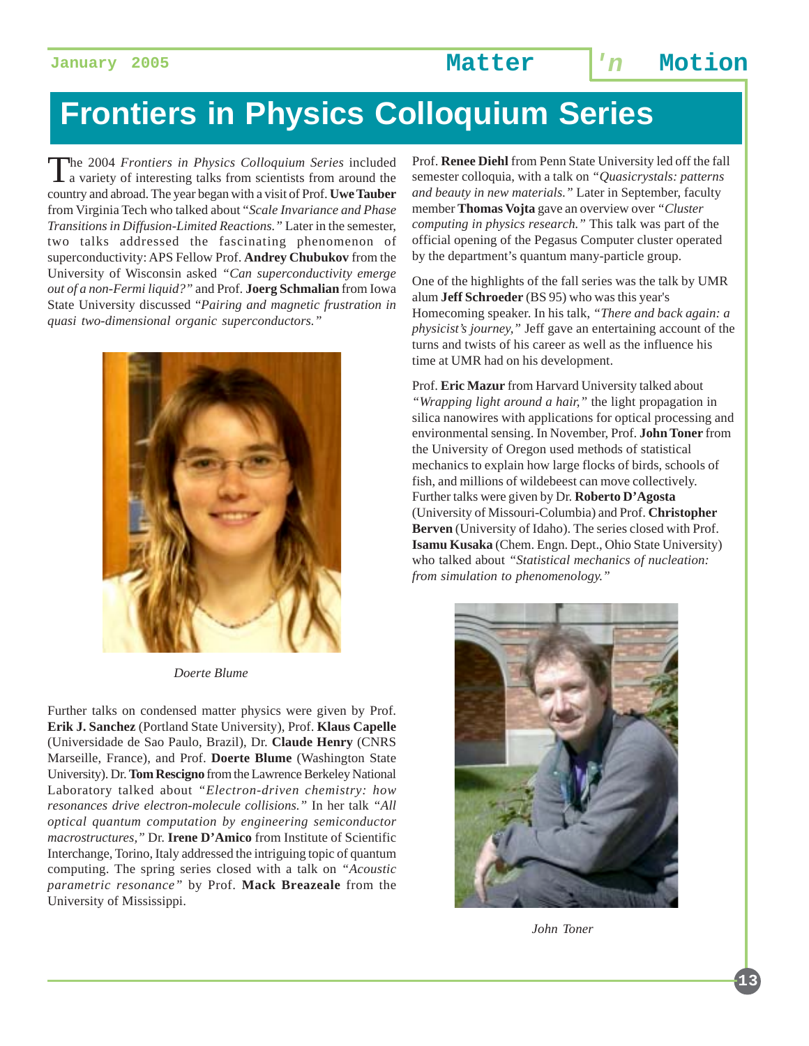# Frontiers in Physics Colloquium Series

The 2004 *Frontiers in Physics Colloquium Series* included a variety of interesting talks from scientists from around the country and abroad. The year began with a visit of Prof. **Uwe Tauber** from Virginia Tech who talked about "*Scale Invariance and Phase Transitions in Diffusion-Limited Reactions.*" Later in the semester, two talks addressed the fascinating phenomenon of superconductivity: APS Fellow Prof. **Andrey Chubukov** from the University of Wisconsin asked *"Can superconductivity emerge out of a non-Fermi liquid?"* and Prof. **Joerg Schmalian** from Iowa State University discussed "*Pairing and magnetic frustration in quasi two-dimensional organic superconductors."*

*Doerte Blume*

Further talks on condensed matter physics were given by Prof. **Erik J. Sanchez** (Portland State University), Prof. **Klaus Capelle** (Universidade de Sao Paulo, Brazil), Dr. **Claude Henry** (CNRS Marseille, France), and Prof. **Doerte Blume** (Washington State University). Dr. **Tom Rescigno** from the Lawrence Berkeley National Laboratory talked about "*Electron-driven chemistry: how resonances drive electron-molecule collisions."* In her talk *"All optical quantum computation by engineering semiconductor macrostructures,"* Dr. **Irene D'Amico** from Institute of Scientific Interchange, Torino, Italy addressed the intriguing topic of quantum computing. The spring series closed with a talk on "*Acoustic parametric resonance"* by Prof. **Mack Breazeale** from the University of Mississippi.

Prof. **Renee Diehl** from Penn State University led off the fall semester colloquia, with a talk on *"Quasicrystals: patterns and beauty in new materials."* Later in September, faculty member **Thomas Vojta** gave an overview over *"Cluster computing in physics research."* This talk was part of the official opening of the Pegasus Computer cluster operated by the department's quantum many-particle group.

One of the highlights of the fall series was the talk by UMR alum **Jeff Schroeder** (BS 95) who was this year's Homecoming speaker. In his talk, *"There and back again: a physicist's journey,"* Jeff gave an entertaining account of the turns and twists of his career as well as the influence his time at UMR had on his development.

Prof. **Eric Mazur** from Harvard University talked about *"Wrapping light around a hair,"* the light propagation in silica nanowires with applications for optical processing and environmental sensing. In November, Prof. **John Toner** from the University of Oregon used methods of statistical mechanics to explain how large flocks of birds, schools of fish, and millions of wildebeest can move collectively. Further talks were given by Dr. **Roberto D'Agosta** (University of Missouri-Columbia) and Prof. **Christopher Berven** (University of Idaho). The series closed with Prof. **Isamu Kusaka** (Chem. Engn. Dept., Ohio State University) who talked about *"Statistical mechanics of nucleation: from simulation to phenomenology."*

*John Toner*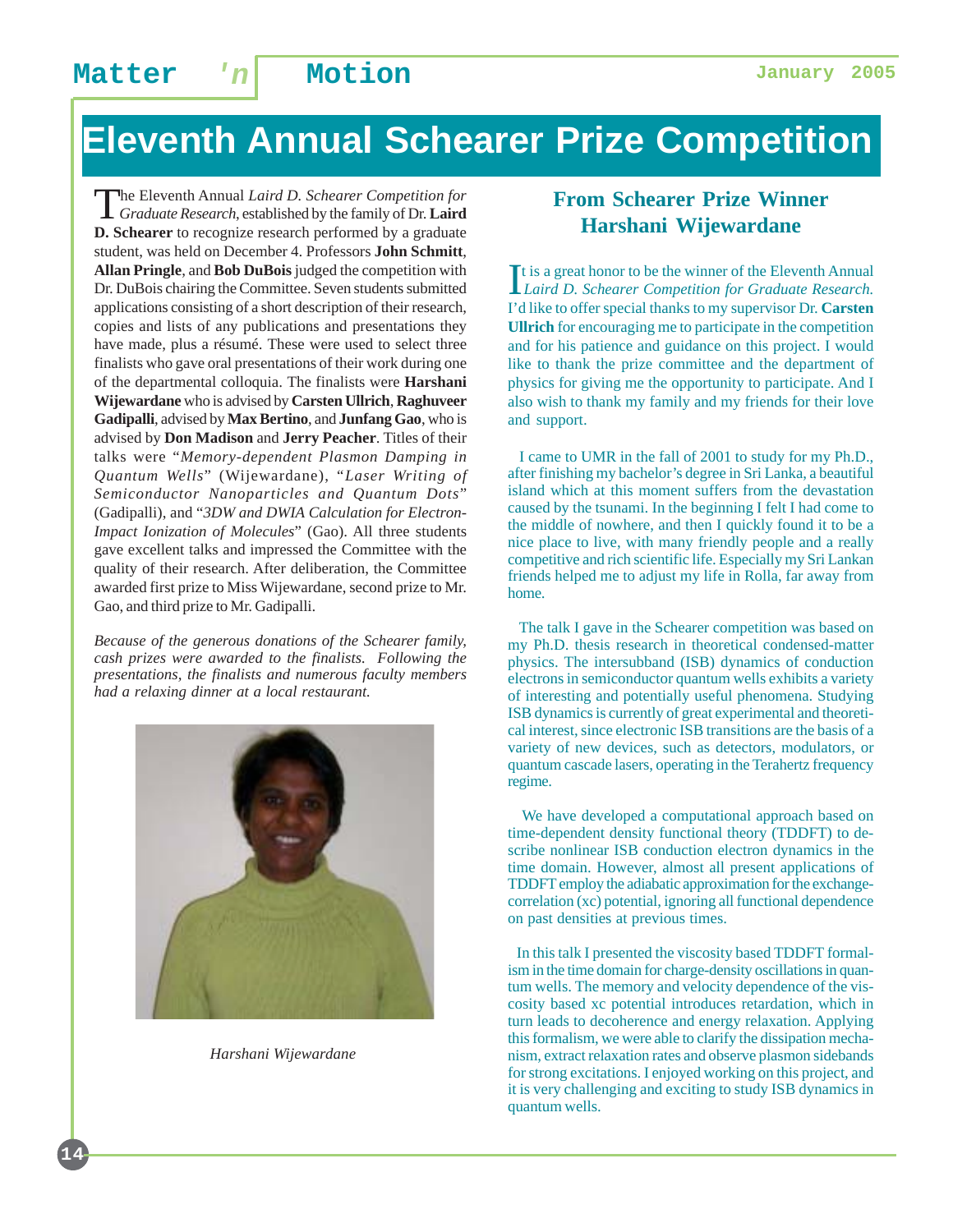# Eleventh Annual Schearer Prize Competition

The Eleventh Annual *Laird D. Schearer Competition for Graduate Research*, established by the family of Dr. **Laird D. Schearer** to recognize research performed by a graduate student, was held on December 4. Professors **John Schmitt**, **Allan Pringle**, and **Bob DuBois** judged the competition with Dr. DuBois chairing the Committee. Seven students submitted applications consisting of a short description of their research, copies and lists of any publications and presentations they have made, plus a résumé. These were used to select three finalists who gave oral presentations of their work during one of the departmental colloquia. The finalists were **Harshani Wijewardane** who is advised by **Carsten Ullrich**, **Raghuveer Gadipalli**, advised by **Max Bertino**, and **Junfang Gao**, who is advised by **Don Madison** and **Jerry Peacher**. Titles of their talks were "*Memory-dependent Plasmon Damping in Quantum Wells*" (Wijewardane), "*Laser Writing of Semiconductor Nanoparticles and Quantum Dots*" (Gadipalli), and "*3DW and DWIA Calculation for Electron-Impact Ionization of Molecules*" (Gao). All three students gave excellent talks and impressed the Committee with the quality of their research. After deliberation, the Committee awarded first prize to Miss Wijewardane, second prize to Mr. Gao, and third prize to Mr. Gadipalli.

*Because of the generous donations of the Schearer family, cash prizes were awarded to the finalists. Following the presentations, the finalists and numerous faculty members had a relaxing dinner at a local restaurant.*

*Harshani Wijewardane*

## From Schearer Prize Winner Harshani Wijewardane

It is a great honor to be the winner of the Eleventh Annual *Laird D. Schearer Competition for Graduate Research.* I'd like to offer special thanks to my supervisor Dr. **Carsten Ullrich** for encouraging me to participate in the competition and for his patience and guidance on this project. I would like to thank the prize committee and the department of physics for giving me the opportunity to participate. And I also wish to thank my family and my friends for their love and support.

I came to UMR in the fall of 2001 to study for my Ph.D., after finishing my bachelor's degree in Sri Lanka, a beautiful island which at this moment suffers from the devastation caused by the tsunami. In the beginning I felt I had come to the middle of nowhere, and then I quickly found it to be a nice place to live, with many friendly people and a really competitive and rich scientific life. Especially my Sri Lankan friends helped me to adjust my life in Rolla, far away from home.

The talk I gave in the Schearer competition was based on my Ph.D. thesis research in theoretical condensed-matter physics. The intersubband (ISB) dynamics of conduction electrons in semiconductor quantum wells exhibits a variety of interesting and potentially useful phenomena. Studying ISB dynamics is currently of great experimental and theoretical interest, since electronic ISB transitions are the basis of a variety of new devices, such as detectors, modulators, or quantum cascade lasers, operating in the Terahertz frequency regime.

We have developed a computational approach based on time-dependent density functional theory (TDDFT) to describe nonlinear ISB conduction electron dynamics in the time domain. However, almost all present applications of TDDFT employ the adiabatic approximation for the exchange-correlation (xc) potential, ignoring all functional dependence on past densities at previous times.

In this talk I presented the viscosity based TDDFT formalism in the time domain for charge-density oscillations in quantum wells. The memory and velocity dependence of the viscosity based xc potential introduces retardation, which in turn leads to decoherence and energy relaxation. Applying this formalism, we were able to clarify the dissipation mechanism, extract relaxation rates and observe plasmon sidebands for strong excitations. I enjoyed working on this project, and it is very challenging and exciting to study ISB dynamics in quantum wells.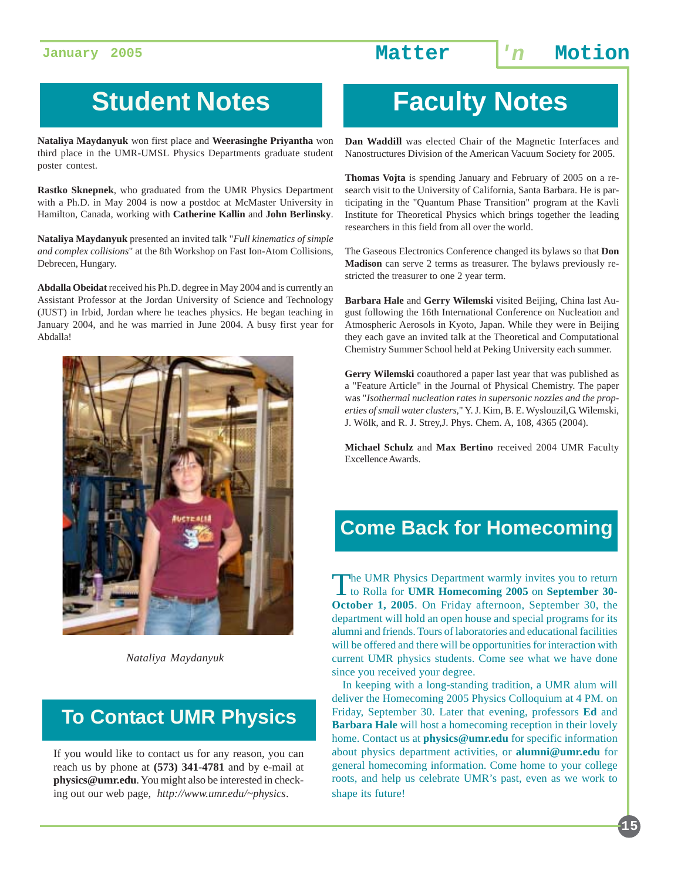## Student Notes

**Nataliya Maydanyuk** won first place and **Weerasinghe Priyantha** won third place in the UMR-UMSL Physics Departments graduate student poster contest.

**Rastko Sknepnek**, who graduated from the UMR Physics Department with a Ph.D. in May 2004 is now a postdoc at McMaster University in Hamilton, Canada, working with **Catherine Kallin** and **John Berlinsky**.

**Nataliya Maydanyuk** presented an invited talk "*Full kinematics of simple and complex collisions*" at the 8th Workshop on Fast Ion-Atom Collisions, Debrecen, Hungary.

**Abdalla Obeidat** received his Ph.D. degree in May 2004 and is currently an Assistant Professor at the Jordan University of Science and Technology (JUST) in Irbid, Jordan where he teaches physics. He began teaching in January 2004, and he was married in June 2004. A busy first year for Abdalla!

*Nataliya Maydanyuk*

## To Contact UMR Physics

If you would like to contact us for any reason, you can reach us by phone at **(573) 341-4781** and by e-mail at **physics@umr.edu**. You might also be interested in checking out our web page, *http://www.umr.edu/~physics*.

## Faculty Notes

**Dan Waddill** was elected Chair of the Magnetic Interfaces and Nanostructures Division of the American Vacuum Society for 2005.

**Thomas Vojta** is spending January and February of 2005 on a research visit to the University of California, Santa Barbara. He is participating in the "Quantum Phase Transition" program at the Kavli Institute for Theoretical Physics which brings together the leading researchers in this field from all over the world.

The Gaseous Electronics Conference changed its bylaws so that **Don Madison** can serve 2 terms as treasurer. The bylaws previously restricted the treasurer to one 2 year term.

**Barbara Hale** and **Gerry Wilemski** visited Beijing, China last August following the 16th International Conference on Nucleation and Atmospheric Aerosols in Kyoto, Japan. While they were in Beijing they each gave an invited talk at the Theoretical and Computational Chemistry Summer School held at Peking University each summer.

**Gerry Wilemski** coauthored a paper last year that was published as a "Feature Article" in the Journal of Physical Chemistry. The paper was "*Isothermal nucleation rates in supersonic nozzles and the properties of small water clusters*," Y. J. Kim, B. E. Wyslouzil,G. Wilemski, J. Wölk, and R. J. Strey,J. Phys. Chem. A, 108, 4365 (2004).

**Michael Schulz** and **Max Bertino** received 2004 UMR Faculty Excellence Awards.

## Come Back for Homecoming

The UMR Physics Department warmly invites you to return to Rolla for **UMR Homecoming 2005** on **September 30-October 1, 2005**. On Friday afternoon, September 30, the department will hold an open house and special programs for its alumni and friends. Tours of laboratories and educational facilities will be offered and there will be opportunities for interaction with current UMR physics students. Come see what we have done since you received your degree.

In keeping with a long-standing tradition, a UMR alum will deliver the Homecoming 2005 Physics Colloquium at 4 PM. on Friday, September 30. Later that evening, professors **Ed** and **Barbara Hale** will host a homecoming reception in their lovely home. Contact us at **physics@umr.edu** for specific information about physics department activities, or **alumni@umr.edu** for general homecoming information. Come home to your college roots, and help us celebrate UMR's past, even as we work to shape its future!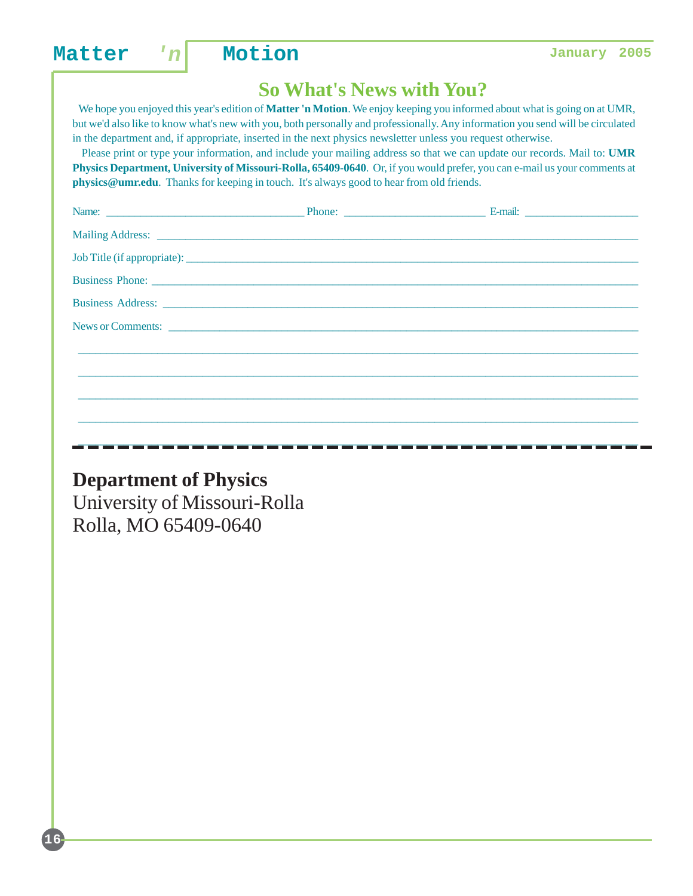## So What's News with You?

We hope you enjoyed this year's edition of **Matter 'n Motion**. We enjoy keeping you informed about what is going on at UMR, but we'd also like to know what's new with you, both personally and professionally. Any information you send will be circulated in the department and, if appropriate, inserted in the next physics newsletter unless you request otherwise.

Please print or type your information, and include your mailing address so that we can update our records. Mail to: **UMR Physics Department, University of Missouri-Rolla, 65409-0640**. Or, if you would prefer, you can e-mail us your comments at **physics@umr.edu**. Thanks for keeping in touch. It's always good to hear from old friends.

Name: ___________________________________ Phone: _________________________ E-mail: ____________________

Mailing Address: ______________________________________________________________________________

Job Title (if appropriate): _______________________________________________________________________

Business Phone: _______________________________________________________________________________

Business Address: _____________________________________________________________________________

News or Comments: ____________________________________________________________________________

_______________________________________________________________________________________________

_______________________________________________________________________________________________

_______________________________________________________________________________________________

_______________________________________________________________________________________________

---

**Department of Physics**
University of Missouri-Rolla
Rolla, MO 65409-0640